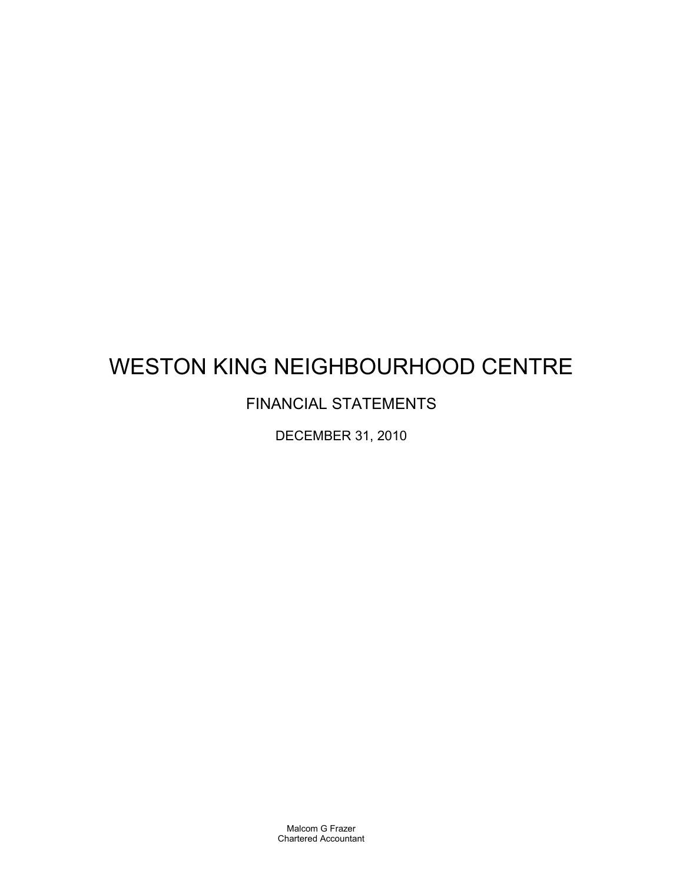# WESTON KING NEIGHBOURHOOD CENTRE

## FINANCIAL STATEMENTS

DECEMBER 31, 2010

Malcom G Frazer
Chartered Accountant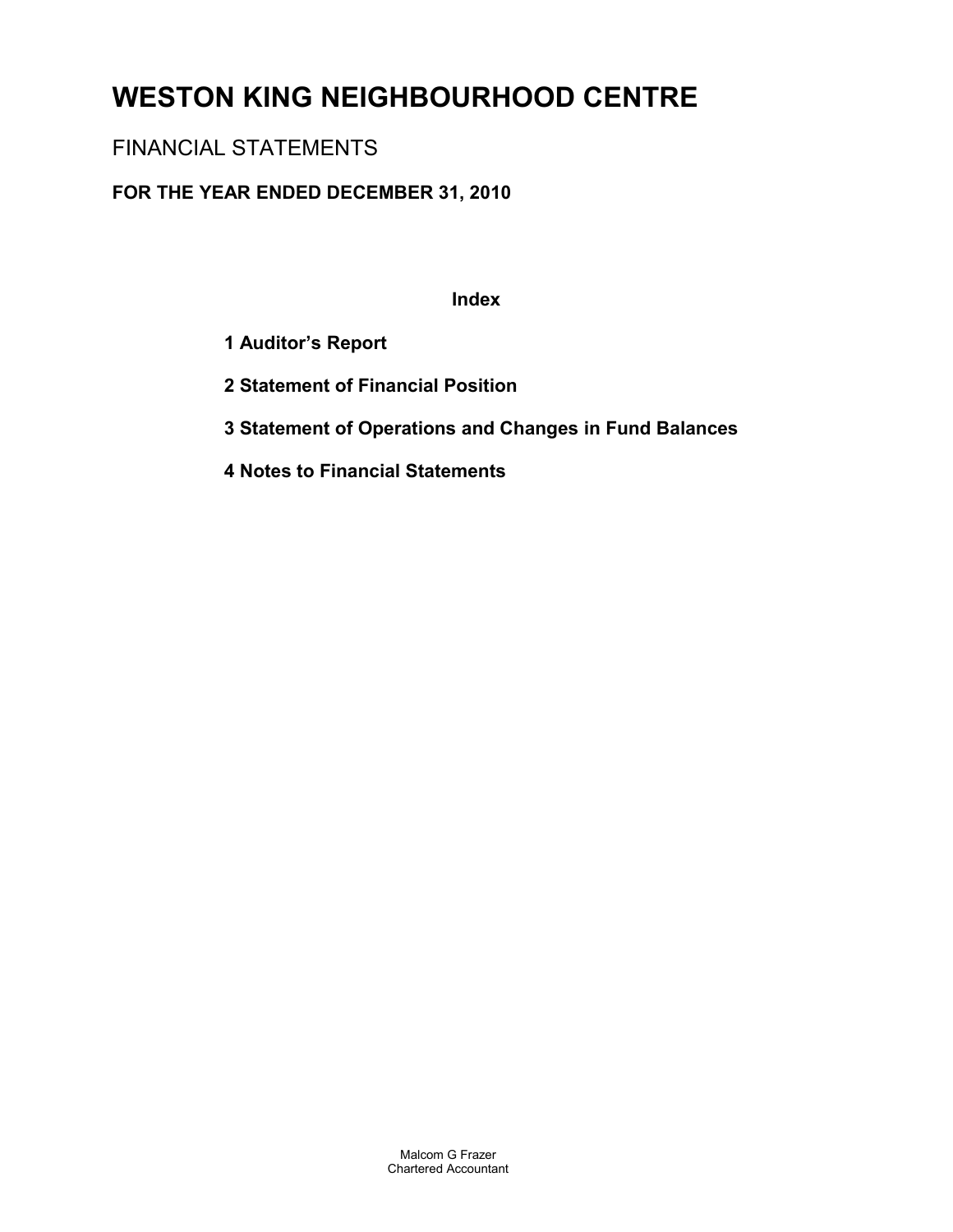# WESTON KING NEIGHBOURHOOD CENTRE

## FINANCIAL STATEMENTS

### FOR THE YEAR ENDED DECEMBER 31, 2010

**Index**

**1 Auditor's Report**

**2 Statement of Financial Position**

**3 Statement of Operations and Changes in Fund Balances**

**4 Notes to Financial Statements**

Malcom G Frazer
Chartered Accountant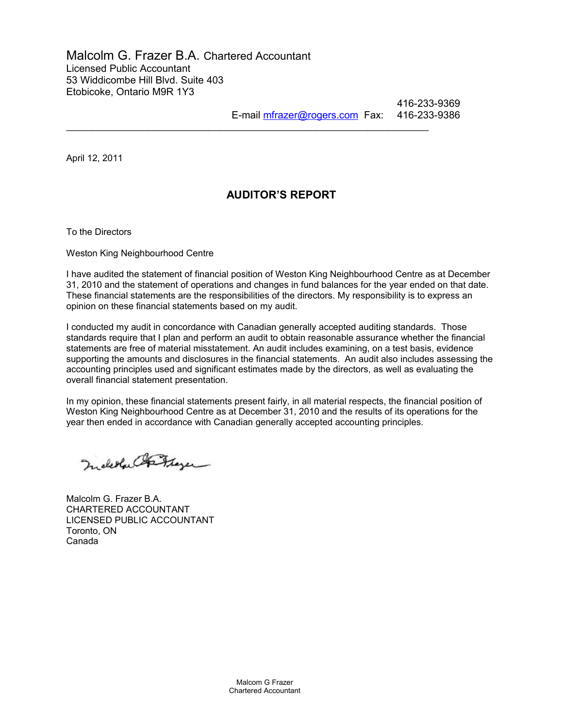Malcolm G. Frazer B.A. Chartered Accountant
Licensed Public Accountant
53 Widdicombe Hill Blvd. Suite 403
Etobicoke, Ontario M9R 1Y3

416-233-9369
E-mail mfrazer@rogers.com Fax: 416-233-9386

---

April 12, 2011

## AUDITOR'S REPORT

To the Directors

Weston King Neighbourhood Centre

I have audited the statement of financial position of Weston King Neighbourhood Centre as at December 31, 2010 and the statement of operations and changes in fund balances for the year ended on that date. These financial statements are the responsibilities of the directors. My responsibility is to express an opinion on these financial statements based on my audit.

I conducted my audit in concordance with Canadian generally accepted auditing standards. Those standards require that I plan and perform an audit to obtain reasonable assurance whether the financial statements are free of material misstatement. An audit includes examining, on a test basis, evidence supporting the amounts and disclosures in the financial statements. An audit also includes assessing the accounting principles used and significant estimates made by the directors, as well as evaluating the overall financial statement presentation.

In my opinion, these financial statements present fairly, in all material respects, the financial position of Weston King Neighbourhood Centre as at December 31, 2010 and the results of its operations for the year then ended in accordance with Canadian generally accepted accounting principles.

Malcolm G. Frazer B.A.
CHARTERED ACCOUNTANT
LICENSED PUBLIC ACCOUNTANT
Toronto, ON
Canada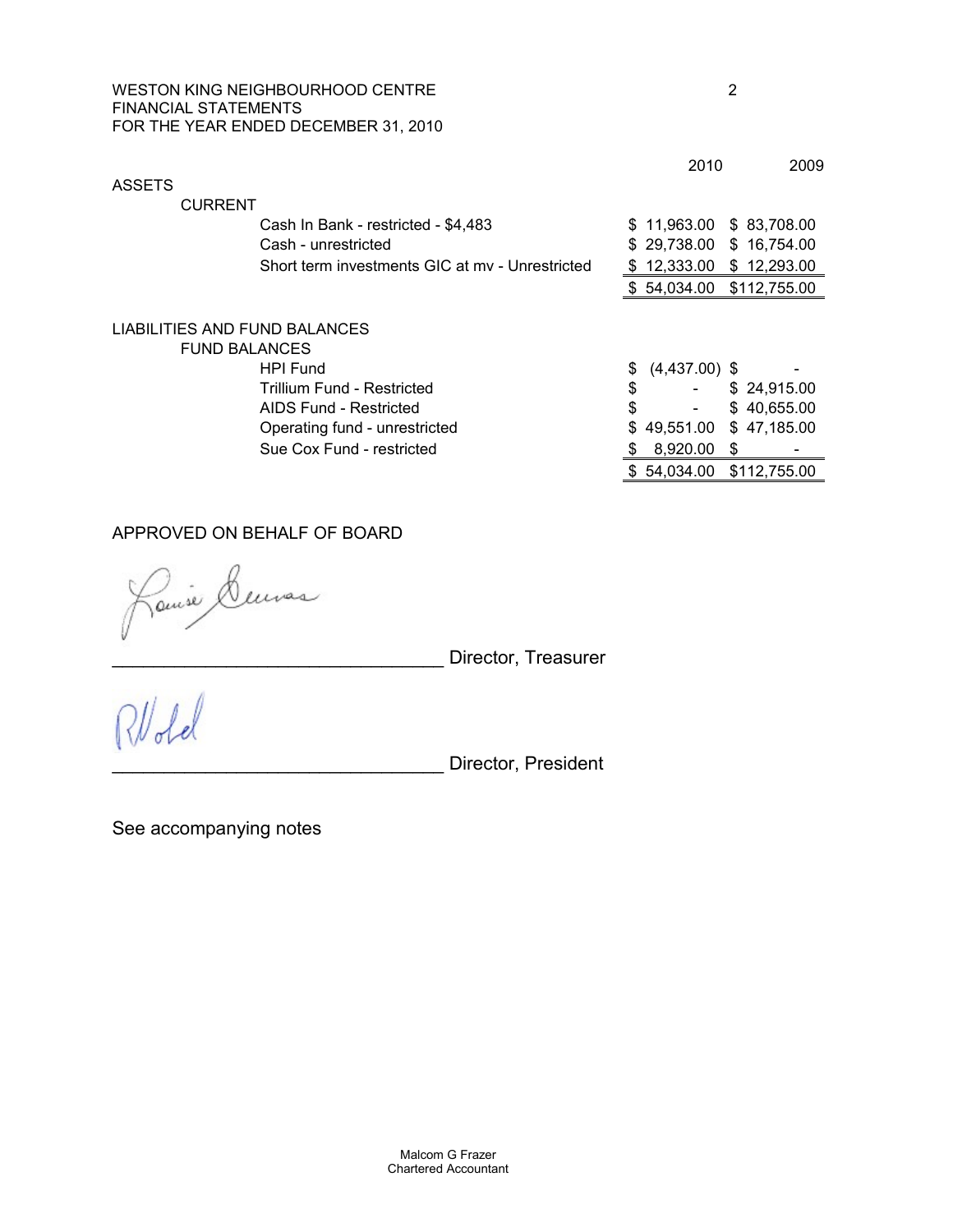WESTON KING NEIGHBOURHOOD CENTRE
FINANCIAL STATEMENTS
FOR THE YEAR ENDED DECEMBER 31, 2010

| | 2010 | 2009 |
|---|---|---|
| **ASSETS** | | |
| **CURRENT** | | |
| Cash In Bank - restricted - $4,483 | $ 11,963.00 | $ 83,708.00 |
| Cash - unrestricted | $ 29,738.00 | $ 16,754.00 |
| Short term investments GIC at mv - Unrestricted | $ 12,333.00 | $ 12,293.00 |
| | $ 54,034.00 | $112,755.00 |
| **LIABILITIES AND FUND BALANCES** | | |
| **FUND BALANCES** | | |
| HPI Fund | $ (4,437.00) | $ - |
| Trillium Fund - Restricted | $ - | $ 24,915.00 |
| AIDS Fund - Restricted | $ - | $ 40,655.00 |
| Operating fund - unrestricted | $ 49,551.00 | $ 47,185.00 |
| Sue Cox Fund - restricted | $ 8,920.00 | $ - |
| | $ 54,034.00 | $112,755.00 |

APPROVED ON BEHALF OF BOARD

_________________________________ Director, Treasurer

_________________________________ Director, President

See accompanying notes

Malcom G Frazer
Chartered Accountant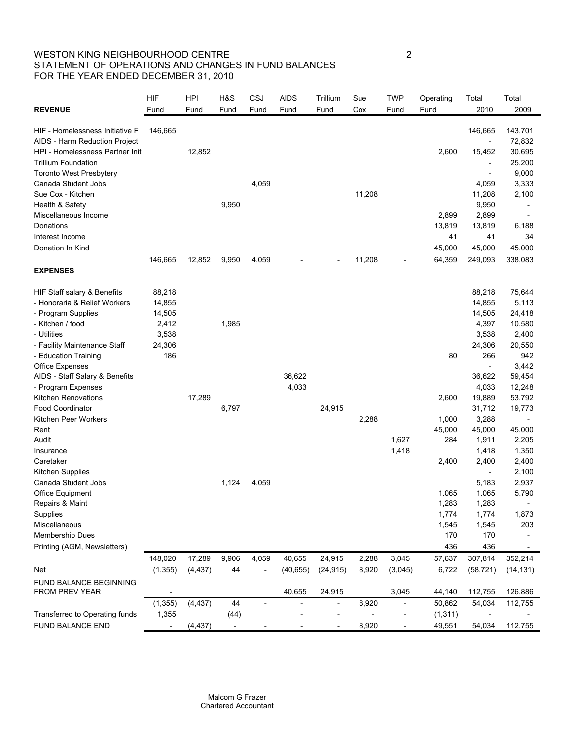# WESTON KING NEIGHBOURHOOD CENTRE
## STATEMENT OF OPERATIONS AND CHANGES IN FUND BALANCES
### FOR THE YEAR ENDED DECEMBER 31, 2010

| **REVENUE** | HIF Fund | HPI Fund | H&S Fund | CSJ Fund | AIDS Fund | Trillium Fund | Sue Cox | TWP Fund | Operating Fund | Total 2010 | Total 2009 |
|---|---|---|---|---|---|---|---|---|---|---|---|
| HIF - Homelessness Initiative F | 146,665 | | | | | | | | | 146,665 | 143,701 |
| AIDS - Harm Reduction Project | | | | | | | | | | - | 72,832 |
| HPI - Homelessness Partner Init | | 12,852 | | | | | | | 2,600 | 15,452 | 30,695 |
| Trillium Foundation | | | | | | | | | | - | 25,200 |
| Toronto West Presbytery | | | | | | | | | | - | 9,000 |
| Canada Student Jobs | | | | 4,059 | | | | | | 4,059 | 3,333 |
| Sue Cox - Kitchen | | | | | | | 11,208 | | | 11,208 | 2,100 |
| Health & Safety | | | 9,950 | | | | | | | 9,950 | - |
| Miscellaneous Income | | | | | | | | | 2,899 | 2,899 | - |
| Donations | | | | | | | | | 13,819 | 13,819 | 6,188 |
| Interest Income | | | | | | | | | 41 | 41 | 34 |
| Donation In Kind | | | | | | | | | 45,000 | 45,000 | 45,000 |
| | 146,665 | 12,852 | 9,950 | 4,059 | - | - | 11,208 | - | 64,359 | 249,093 | 338,083 |
| **EXPENSES** | | | | | | | | | | | |
| HIF Staff salary & Benefits | 88,218 | | | | | | | | | 88,218 | 75,644 |
| - Honoraria & Relief Workers | 14,855 | | | | | | | | | 14,855 | 5,113 |
| - Program Supplies | 14,505 | | | | | | | | | 14,505 | 24,418 |
| - Kitchen / food | 2,412 | | 1,985 | | | | | | | 4,397 | 10,580 |
| - Utilities | 3,538 | | | | | | | | | 3,538 | 2,400 |
| - Facility Maintenance Staff | 24,306 | | | | | | | | | 24,306 | 20,550 |
| - Education Training | 186 | | | | | | | | 80 | 266 | 942 |
| Office Expenses | | | | | | | | | | - | 3,442 |
| AIDS - Staff Salary & Benefits | | | | | 36,622 | | | | | 36,622 | 59,454 |
| - Program Expenses | | | | | 4,033 | | | | | 4,033 | 12,248 |
| Kitchen Renovations | | 17,289 | | | | | | | 2,600 | 19,889 | 53,792 |
| Food Coordinator | | | 6,797 | | | 24,915 | | | | 31,712 | 19,773 |
| Kitchen Peer Workers | | | | | | | 2,288 | | 1,000 | 3,288 | - |
| Rent | | | | | | | | | 45,000 | 45,000 | 45,000 |
| Audit | | | | | | | | 1,627 | 284 | 1,911 | 2,205 |
| Insurance | | | | | | | | 1,418 | | 1,418 | 1,350 |
| Caretaker | | | | | | | | | 2,400 | 2,400 | 2,400 |
| Kitchen Supplies | | | | | | | | | | - | 2,100 |
| Canada Student Jobs | | | 1,124 | 4,059 | | | | | | 5,183 | 2,937 |
| Office Equipment | | | | | | | | | 1,065 | 1,065 | 5,790 |
| Repairs & Maint | | | | | | | | | 1,283 | 1,283 | - |
| Supplies | | | | | | | | | 1,774 | 1,774 | 1,873 |
| Miscellaneous | | | | | | | | | 1,545 | 1,545 | 203 |
| Membership Dues | | | | | | | | | 170 | 170 | - |
| Printing (AGM, Newsletters) | | | | | | | | | 436 | 436 | - |
| | 148,020 | 17,289 | 9,906 | 4,059 | 40,655 | 24,915 | 2,288 | 3,045 | 57,637 | 307,814 | 352,214 |
| Net | (1,355) | (4,437) | 44 | - | (40,655) | (24,915) | 8,920 | (3,045) | 6,722 | (58,721) | (14,131) |
| FUND BALANCE BEGINNING FROM PREV YEAR | - | | | | 40,655 | 24,915 | | 3,045 | 44,140 | 112,755 | 126,886 |
| | (1,355) | (4,437) | 44 | - | - | - | 8,920 | - | 50,862 | 54,034 | 112,755 |
| Transferred to Operating funds | 1,355 | | (44) | | - | - | - | - | (1,311) | - | - |
| FUND BALANCE END | - | (4,437) | - | - | - | - | 8,920 | - | 49,551 | 54,034 | 112,755 |

Malcom G Frazer
Chartered Accountant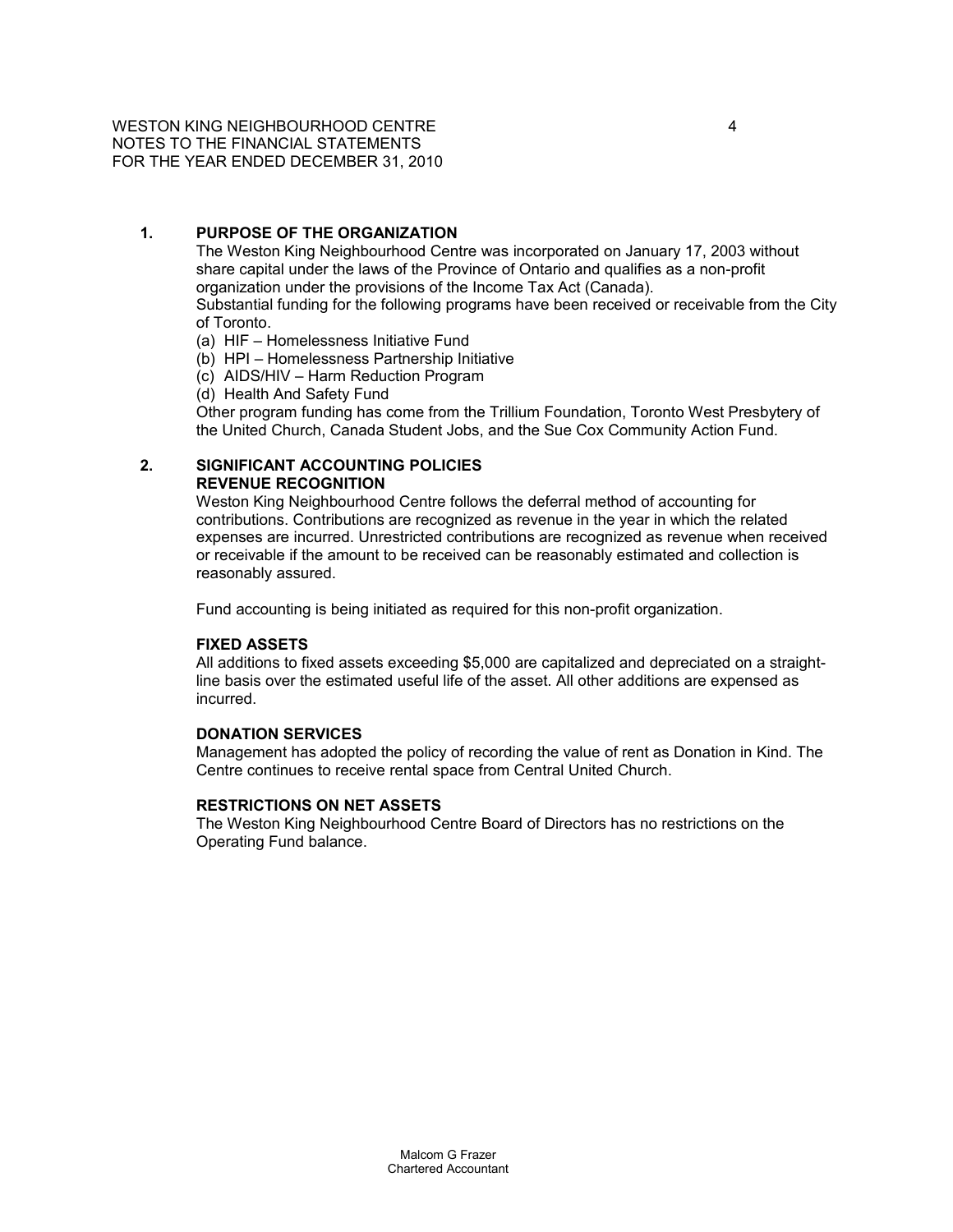WESTON KING NEIGHBOURHOOD CENTRE
NOTES TO THE FINANCIAL STATEMENTS
FOR THE YEAR ENDED DECEMBER 31, 2010

## 1. PURPOSE OF THE ORGANIZATION

The Weston King Neighbourhood Centre was incorporated on January 17, 2003 without share capital under the laws of the Province of Ontario and qualifies as a non-profit organization under the provisions of the Income Tax Act (Canada).
Substantial funding for the following programs have been received or receivable from the City of Toronto.

(a) HIF – Homelessness Initiative Fund
(b) HPI – Homelessness Partnership Initiative
(c) AIDS/HIV – Harm Reduction Program
(d) Health And Safety Fund

Other program funding has come from the Trillium Foundation, Toronto West Presbytery of the United Church, Canada Student Jobs, and the Sue Cox Community Action Fund.

## 2. SIGNIFICANT ACCOUNTING POLICIES

### REVENUE RECOGNITION

Weston King Neighbourhood Centre follows the deferral method of accounting for contributions. Contributions are recognized as revenue in the year in which the related expenses are incurred. Unrestricted contributions are recognized as revenue when received or receivable if the amount to be received can be reasonably estimated and collection is reasonably assured.

Fund accounting is being initiated as required for this non-profit organization.

### FIXED ASSETS

All additions to fixed assets exceeding $5,000 are capitalized and depreciated on a straight-line basis over the estimated useful life of the asset. All other additions are expensed as incurred.

### DONATION SERVICES

Management has adopted the policy of recording the value of rent as Donation in Kind. The Centre continues to receive rental space from Central United Church.

### RESTRICTIONS ON NET ASSETS

The Weston King Neighbourhood Centre Board of Directors has no restrictions on the Operating Fund balance.

Malcom G Frazer
Chartered Accountant